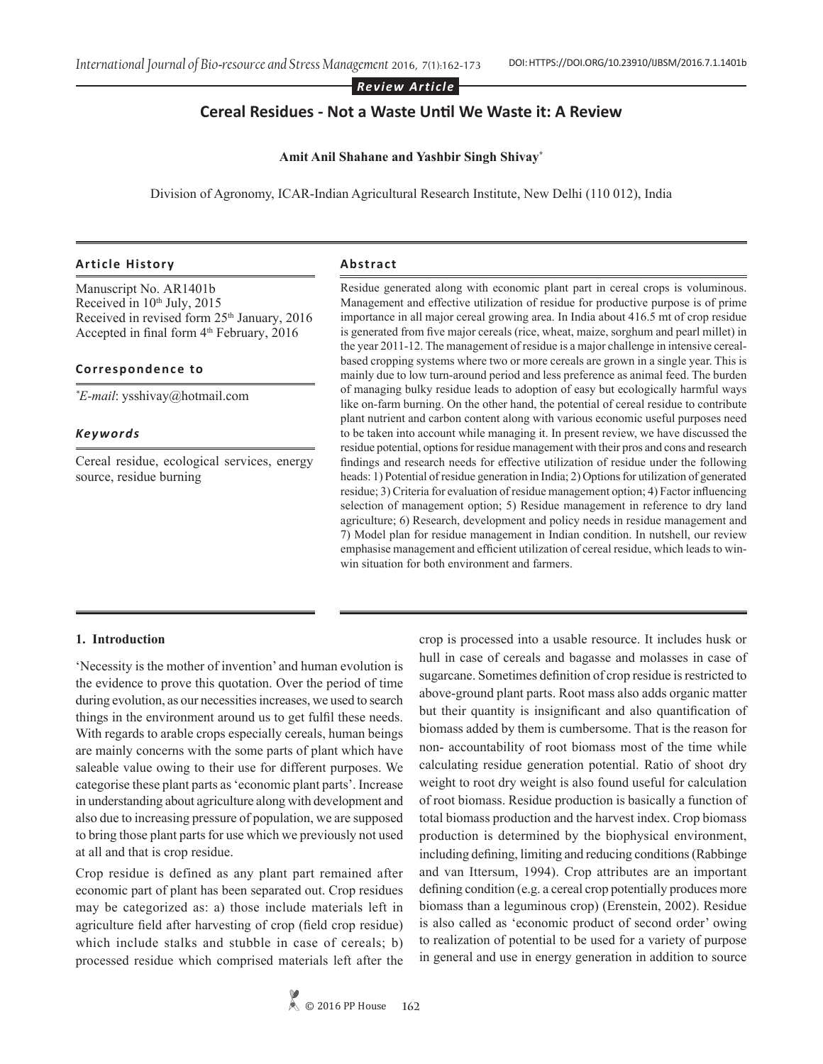*Review Article*

# Cereal Residues - Not a Waste Until We Waste it: A Review

**Amit Anil Shahane and Yashbir Singh Shivay***

Division of Agronomy, ICAR-Indian Agricultural Research Institute, New Delhi (110 012), India

### Article History

Manuscript No. AR1401b
Received in 10th July, 2015
Received in revised form 25th January, 2016
Accepted in final form 4th February, 2016

### Correspondence to

**E-mail*: ysshivay@hotmail.com

### *Keywords*

Cereal residue, ecological services, energy source, residue burning

### Abstract

Residue generated along with economic plant part in cereal crops is voluminous. Management and effective utilization of residue for productive purpose is of prime importance in all major cereal growing area. In India about 416.5 mt of crop residue is generated from five major cereals (rice, wheat, maize, sorghum and pearl millet) in the year 2011-12. The management of residue is a major challenge in intensive cereal-based cropping systems where two or more cereals are grown in a single year. This is mainly due to low turn-around period and less preference as animal feed. The burden of managing bulky residue leads to adoption of easy but ecologically harmful ways like on-farm burning. On the other hand, the potential of cereal residue to contribute plant nutrient and carbon content along with various economic useful purposes need to be taken into account while managing it. In present review, we have discussed the residue potential, options for residue management with their pros and cons and research findings and research needs for effective utilization of residue under the following heads: 1) Potential of residue generation in India; 2) Options for utilization of generated residue; 3) Criteria for evaluation of residue management option; 4) Factor influencing selection of management option; 5) Residue management in reference to dry land agriculture; 6) Research, development and policy needs in residue management and 7) Model plan for residue management in Indian condition. In nutshell, our review emphasise management and efficient utilization of cereal residue, which leads to win-win situation for both environment and farmers.

## 1. Introduction

'Necessity is the mother of invention' and human evolution is the evidence to prove this quotation. Over the period of time during evolution, as our necessities increases, we used to search things in the environment around us to get fulfil these needs. With regards to arable crops especially cereals, human beings are mainly concerns with the some parts of plant which have saleable value owing to their use for different purposes. We categorise these plant parts as 'economic plant parts'. Increase in understanding about agriculture along with development and also due to increasing pressure of population, we are supposed to bring those plant parts for use which we previously not used at all and that is crop residue.

Crop residue is defined as any plant part remained after economic part of plant has been separated out. Crop residues may be categorized as: a) those include materials left in agriculture field after harvesting of crop (field crop residue) which include stalks and stubble in case of cereals; b) processed residue which comprised materials left after the crop is processed into a usable resource. It includes husk or hull in case of cereals and bagasse and molasses in case of sugarcane. Sometimes definition of crop residue is restricted to above-ground plant parts. Root mass also adds organic matter but their quantity is insignificant and also quantification of biomass added by them is cumbersome. That is the reason for non- accountability of root biomass most of the time while calculating residue generation potential. Ratio of shoot dry weight to root dry weight is also found useful for calculation of root biomass. Residue production is basically a function of total biomass production and the harvest index. Crop biomass production is determined by the biophysical environment, including defining, limiting and reducing conditions (Rabbinge and van Ittersum, 1994). Crop attributes are an important defining condition (e.g. a cereal crop potentially produces more biomass than a leguminous crop) (Erenstein, 2002). Residue is also called as 'economic product of second order' owing to realization of potential to be used for a variety of purpose in general and use in energy generation in addition to source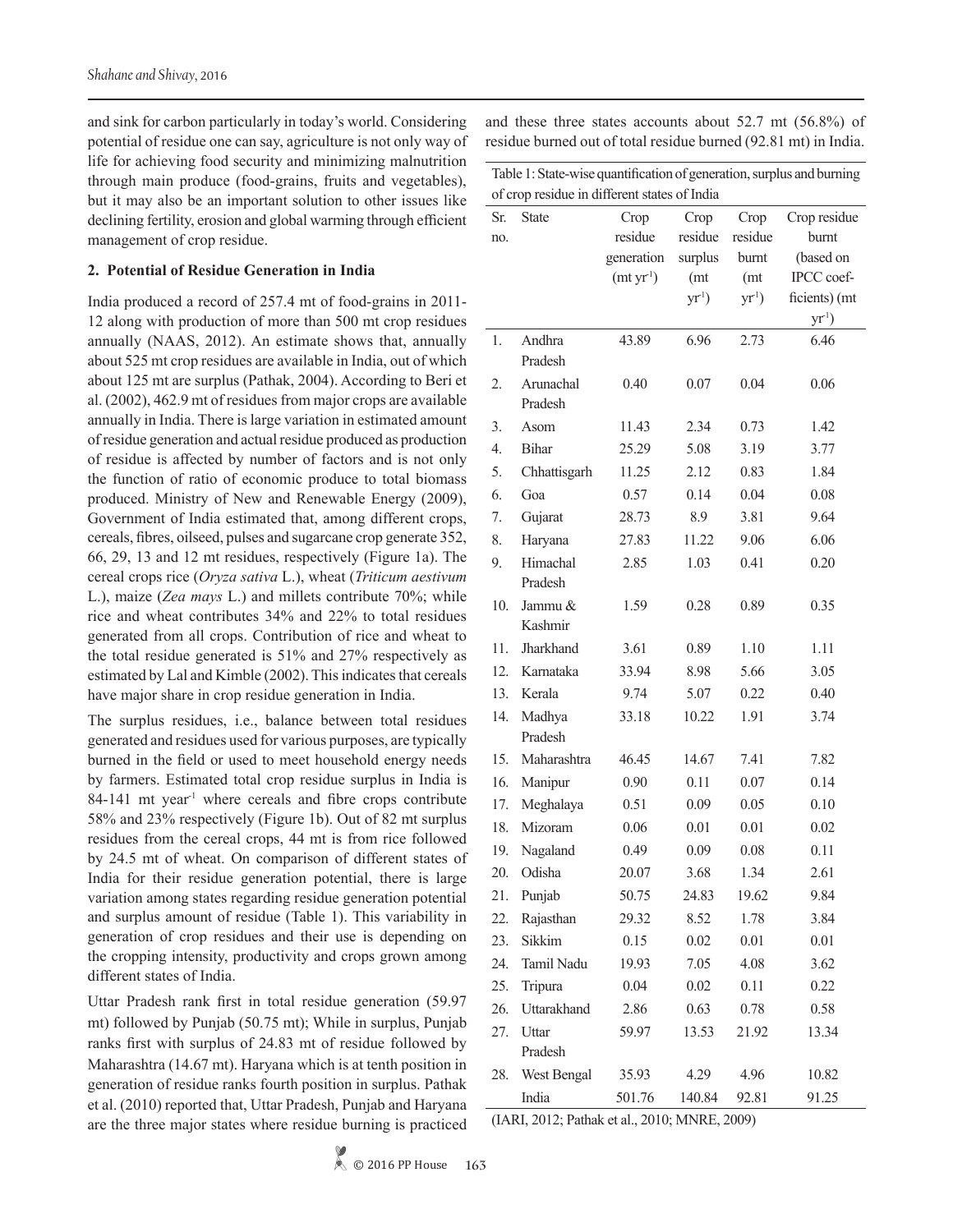and sink for carbon particularly in today's world. Considering potential of residue one can say, agriculture is not only way of life for achieving food security and minimizing malnutrition through main produce (food-grains, fruits and vegetables), but it may also be an important solution to other issues like declining fertility, erosion and global warming through efficient management of crop residue.

## 2. Potential of Residue Generation in India

India produced a record of 257.4 mt of food-grains in 2011-12 along with production of more than 500 mt crop residues annually (NAAS, 2012). An estimate shows that, annually about 525 mt crop residues are available in India, out of which about 125 mt are surplus (Pathak, 2004). According to Beri et al. (2002), 462.9 mt of residues from major crops are available annually in India. There is large variation in estimated amount of residue generation and actual residue produced as production of residue is affected by number of factors and is not only the function of ratio of economic produce to total biomass produced. Ministry of New and Renewable Energy (2009), Government of India estimated that, among different crops, cereals, fibres, oilseed, pulses and sugarcane crop generate 352, 66, 29, 13 and 12 mt residues, respectively (Figure 1a). The cereal crops rice (*Oryza sativa* L.), wheat (*Triticum aestivum* L.), maize (*Zea mays* L.) and millets contribute 70%; while rice and wheat contributes 34% and 22% to total residues generated from all crops. Contribution of rice and wheat to the total residue generated is 51% and 27% respectively as estimated by Lal and Kimble (2002). This indicates that cereals have major share in crop residue generation in India.

The surplus residues, i.e., balance between total residues generated and residues used for various purposes, are typically burned in the field or used to meet household energy needs by farmers. Estimated total crop residue surplus in India is 84-141 mt year$^{-1}$ where cereals and fibre crops contribute 58% and 23% respectively (Figure 1b). Out of 82 mt surplus residues from the cereal crops, 44 mt is from rice followed by 24.5 mt of wheat. On comparison of different states of India for their residue generation potential, there is large variation among states regarding residue generation potential and surplus amount of residue (Table 1). This variability in generation of crop residues and their use is depending on the cropping intensity, productivity and crops grown among different states of India.

Uttar Pradesh rank first in total residue generation (59.97 mt) followed by Punjab (50.75 mt); While in surplus, Punjab ranks first with surplus of 24.83 mt of residue followed by Maharashtra (14.67 mt). Haryana which is at tenth position in generation of residue ranks fourth position in surplus. Pathak et al. (2010) reported that, Uttar Pradesh, Punjab and Haryana are the three major states where residue burning is practiced and these three states accounts about 52.7 mt (56.8%) of residue burned out of total residue burned (92.81 mt) in India.

Table 1: State-wise quantification of generation, surplus and burning of crop residue in different states of India

| Sr. no. | State | Crop residue generation (mt yr$^{-1}$) | Crop residue surplus (mt yr$^{-1}$) | Crop residue burnt (mt yr$^{-1}$) | Crop residue burnt (based on IPCC coefficients) (mt yr$^{-1}$) |
|---|---|---|---|---|---|
| 1. | Andhra Pradesh | 43.89 | 6.96 | 2.73 | 6.46 |
| 2. | Arunachal Pradesh | 0.40 | 0.07 | 0.04 | 0.06 |
| 3. | Asom | 11.43 | 2.34 | 0.73 | 1.42 |
| 4. | Bihar | 25.29 | 5.08 | 3.19 | 3.77 |
| 5. | Chhattisgarh | 11.25 | 2.12 | 0.83 | 1.84 |
| 6. | Goa | 0.57 | 0.14 | 0.04 | 0.08 |
| 7. | Gujarat | 28.73 | 8.9 | 3.81 | 9.64 |
| 8. | Haryana | 27.83 | 11.22 | 9.06 | 6.06 |
| 9. | Himachal Pradesh | 2.85 | 1.03 | 0.41 | 0.20 |
| 10. | Jammu & Kashmir | 1.59 | 0.28 | 0.89 | 0.35 |
| 11. | Jharkhand | 3.61 | 0.89 | 1.10 | 1.11 |
| 12. | Karnataka | 33.94 | 8.98 | 5.66 | 3.05 |
| 13. | Kerala | 9.74 | 5.07 | 0.22 | 0.40 |
| 14. | Madhya Pradesh | 33.18 | 10.22 | 1.91 | 3.74 |
| 15. | Maharashtra | 46.45 | 14.67 | 7.41 | 7.82 |
| 16. | Manipur | 0.90 | 0.11 | 0.07 | 0.14 |
| 17. | Meghalaya | 0.51 | 0.09 | 0.05 | 0.10 |
| 18. | Mizoram | 0.06 | 0.01 | 0.01 | 0.02 |
| 19. | Nagaland | 0.49 | 0.09 | 0.08 | 0.11 |
| 20. | Odisha | 20.07 | 3.68 | 1.34 | 2.61 |
| 21. | Punjab | 50.75 | 24.83 | 19.62 | 9.84 |
| 22. | Rajasthan | 29.32 | 8.52 | 1.78 | 3.84 |
| 23. | Sikkim | 0.15 | 0.02 | 0.01 | 0.01 |
| 24. | Tamil Nadu | 19.93 | 7.05 | 4.08 | 3.62 |
| 25. | Tripura | 0.04 | 0.02 | 0.11 | 0.22 |
| 26. | Uttarakhand | 2.86 | 0.63 | 0.78 | 0.58 |
| 27. | Uttar Pradesh | 59.97 | 13.53 | 21.92 | 13.34 |
| 28. | West Bengal | 35.93 | 4.29 | 4.96 | 10.82 |
| | India | 501.76 | 140.84 | 92.81 | 91.25 |

(IARI, 2012; Pathak et al., 2010; MNRE, 2009)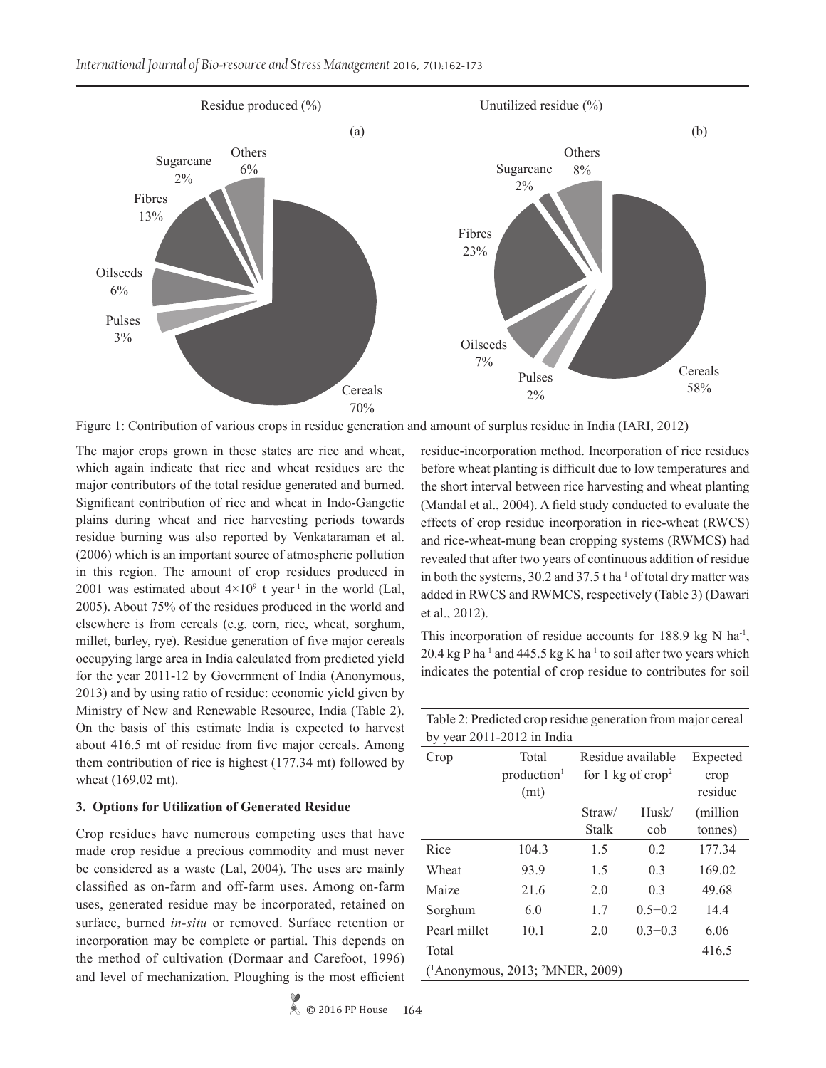Residue produced (%)

(a)

Cereals 70%, Pulses 3%, Oilseeds 6%, Fibres 13%, Sugarcane 2%, Others 6%

Unutilized residue (%)

(b)

Cereals 58%, Pulses 2%, Oilseeds 7%, Fibres 23%, Sugarcane 2%, Others 8%

Figure 1: Contribution of various crops in residue generation and amount of surplus residue in India (IARI, 2012)

The major crops grown in these states are rice and wheat, which again indicate that rice and wheat residues are the major contributors of the total residue generated and burned. Significant contribution of rice and wheat in Indo-Gangetic plains during wheat and rice harvesting periods towards residue burning was also reported by Venkataraman et al. (2006) which is an important source of atmospheric pollution in this region. The amount of crop residues produced in 2001 was estimated about $4\times10^9$ t year$^{-1}$ in the world (Lal, 2005). About 75% of the residues produced in the world and elsewhere is from cereals (e.g. corn, rice, wheat, sorghum, millet, barley, rye). Residue generation of five major cereals occupying large area in India calculated from predicted yield for the year 2011-12 by Government of India (Anonymous, 2013) and by using ratio of residue: economic yield given by Ministry of New and Renewable Resource, India (Table 2). On the basis of this estimate India is expected to harvest about 416.5 mt of residue from five major cereals. Among them contribution of rice is highest (177.34 mt) followed by wheat (169.02 mt).

## 3. Options for Utilization of Generated Residue

Crop residues have numerous competing uses that have made crop residue a precious commodity and must never be considered as a waste (Lal, 2004). The uses are mainly classified as on-farm and off-farm uses. Among on-farm uses, generated residue may be incorporated, retained on surface, burned *in-situ* or removed. Surface retention or incorporation may be complete or partial. This depends on the method of cultivation (Dormaar and Carefoot, 1996) and level of mechanization. Ploughing is the most efficient residue-incorporation method. Incorporation of rice residues before wheat planting is difficult due to low temperatures and the short interval between rice harvesting and wheat planting (Mandal et al., 2004). A field study conducted to evaluate the effects of crop residue incorporation in rice-wheat (RWCS) and rice-wheat-mung bean cropping systems (RWMCS) had revealed that after two years of continuous addition of residue in both the systems, 30.2 and 37.5 t ha$^{-1}$ of total dry matter was added in RWCS and RWMCS, respectively (Table 3) (Dawari et al., 2012).

This incorporation of residue accounts for 188.9 kg N ha$^{-1}$, 20.4 kg P ha$^{-1}$ and 445.5 kg K ha$^{-1}$ to soil after two years which indicates the potential of crop residue to contributes for soil

Table 2: Predicted crop residue generation from major cereal by year 2011-2012 in India

| Crop | Total production[1] (mt) | Residue available for 1 kg of crop[2] | | Expected crop residue |
|---|---|---|---|---|
| | | Straw/ Stalk | Husk/ cob | (million tonnes) |
| Rice | 104.3 | 1.5 | 0.2 | 177.34 |
| Wheat | 93.9 | 1.5 | 0.3 | 169.02 |
| Maize | 21.6 | 2.0 | 0.3 | 49.68 |
| Sorghum | 6.0 | 1.7 | 0.5+0.2 | 14.4 |
| Pearl millet | 10.1 | 2.0 | 0.3+0.3 | 6.06 |
| Total | | | | 416.5 |

([1]Anonymous, 2013; [2]MNER, 2009)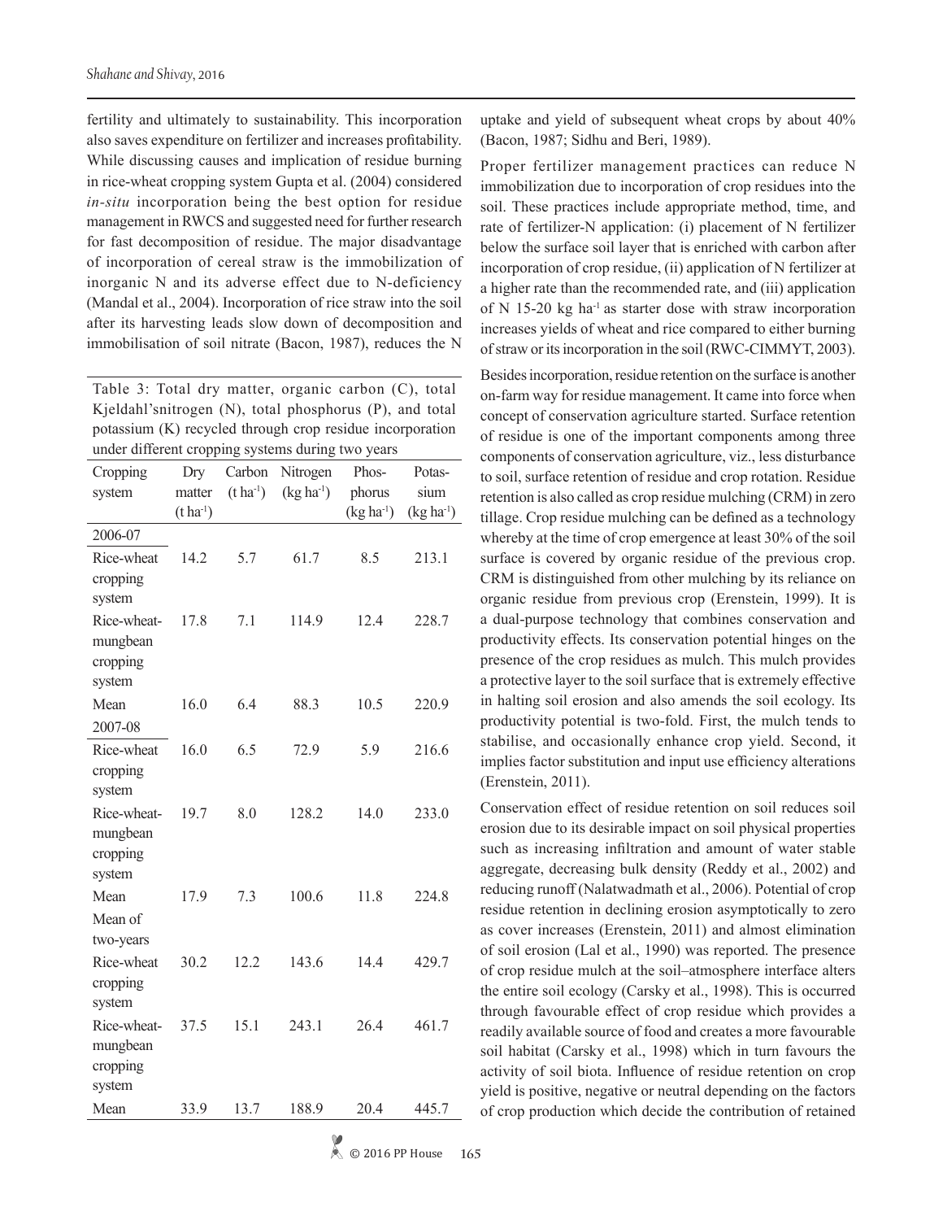fertility and ultimately to sustainability. This incorporation also saves expenditure on fertilizer and increases profitability. While discussing causes and implication of residue burning in rice-wheat cropping system Gupta et al. (2004) considered *in-situ* incorporation being the best option for residue management in RWCS and suggested need for further research for fast decomposition of residue. The major disadvantage of incorporation of cereal straw is the immobilization of inorganic N and its adverse effect due to N-deficiency (Mandal et al., 2004). Incorporation of rice straw into the soil after its harvesting leads slow down of decomposition and immobilisation of soil nitrate (Bacon, 1987), reduces the N uptake and yield of subsequent wheat crops by about 40% (Bacon, 1987; Sidhu and Beri, 1989).

Table 3: Total dry matter, organic carbon (C), total Kjeldahl'snitrogen (N), total phosphorus (P), and total potassium (K) recycled through crop residue incorporation under different cropping systems during two years

| Cropping system | Dry matter (t ha$^{-1}$) | Carbon (t ha$^{-1}$) | Nitrogen (kg ha$^{-1}$) | Phosphorus (kg ha$^{-1}$) | Potassium (kg ha$^{-1}$) |
|---|---|---|---|---|---|
| 2006-07 | | | | | |
| Rice-wheat cropping system | 14.2 | 5.7 | 61.7 | 8.5 | 213.1 |
| Rice-wheat-mungbean cropping system | 17.8 | 7.1 | 114.9 | 12.4 | 228.7 |
| Mean | 16.0 | 6.4 | 88.3 | 10.5 | 220.9 |
| 2007-08 | | | | | |
| Rice-wheat cropping system | 16.0 | 6.5 | 72.9 | 5.9 | 216.6 |
| Rice-wheat-mungbean cropping system | 19.7 | 8.0 | 128.2 | 14.0 | 233.0 |
| Mean | 17.9 | 7.3 | 100.6 | 11.8 | 224.8 |
| Mean of two-years | | | | | |
| Rice-wheat cropping system | 30.2 | 12.2 | 143.6 | 14.4 | 429.7 |
| Rice-wheat-mungbean cropping system | 37.5 | 15.1 | 243.1 | 26.4 | 461.7 |
| Mean | 33.9 | 13.7 | 188.9 | 20.4 | 445.7 |

Proper fertilizer management practices can reduce N immobilization due to incorporation of crop residues into the soil. These practices include appropriate method, time, and rate of fertilizer-N application: (i) placement of N fertilizer below the surface soil layer that is enriched with carbon after incorporation of crop residue, (ii) application of N fertilizer at a higher rate than the recommended rate, and (iii) application of N 15-20 kg ha$^{-1}$ as starter dose with straw incorporation increases yields of wheat and rice compared to either burning of straw or its incorporation in the soil (RWC-CIMMYT, 2003).

Besides incorporation, residue retention on the surface is another on-farm way for residue management. It came into force when concept of conservation agriculture started. Surface retention of residue is one of the important components among three components of conservation agriculture, viz., less disturbance to soil, surface retention of residue and crop rotation. Residue retention is also called as crop residue mulching (CRM) in zero tillage. Crop residue mulching can be defined as a technology whereby at the time of crop emergence at least 30% of the soil surface is covered by organic residue of the previous crop. CRM is distinguished from other mulching by its reliance on organic residue from previous crop (Erenstein, 1999). It is a dual-purpose technology that combines conservation and productivity effects. Its conservation potential hinges on the presence of the crop residues as mulch. This mulch provides a protective layer to the soil surface that is extremely effective in halting soil erosion and also amends the soil ecology. Its productivity potential is two-fold. First, the mulch tends to stabilise, and occasionally enhance crop yield. Second, it implies factor substitution and input use efficiency alterations (Erenstein, 2011).

Conservation effect of residue retention on soil reduces soil erosion due to its desirable impact on soil physical properties such as increasing infiltration and amount of water stable aggregate, decreasing bulk density (Reddy et al., 2002) and reducing runoff (Nalatwadmath et al., 2006). Potential of crop residue retention in declining erosion asymptotically to zero as cover increases (Erenstein, 2011) and almost elimination of soil erosion (Lal et al., 1990) was reported. The presence of crop residue mulch at the soil–atmosphere interface alters the entire soil ecology (Carsky et al., 1998). This is occurred through favourable effect of crop residue which provides a readily available source of food and creates a more favourable soil habitat (Carsky et al., 1998) which in turn favours the activity of soil biota. Influence of residue retention on crop yield is positive, negative or neutral depending on the factors of crop production which decide the contribution of retained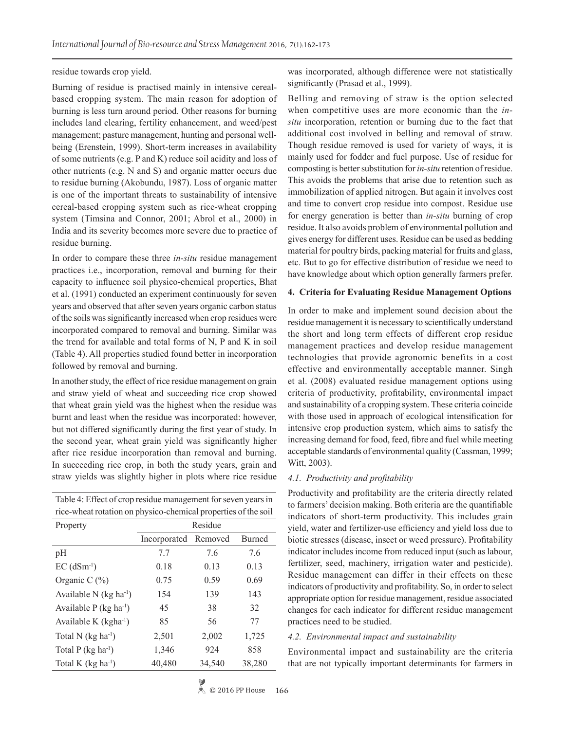residue towards crop yield.

Burning of residue is practised mainly in intensive cereal-based cropping system. The main reason for adoption of burning is less turn around period. Other reasons for burning includes land clearing, fertility enhancement, and weed/pest management; pasture management, hunting and personal well-being (Erenstein, 1999). Short-term increases in availability of some nutrients (e.g. P and K) reduce soil acidity and loss of other nutrients (e.g. N and S) and organic matter occurs due to residue burning (Akobundu, 1987). Loss of organic matter is one of the important threats to sustainability of intensive cereal-based cropping system such as rice-wheat cropping system (Timsina and Connor, 2001; Abrol et al., 2000) in India and its severity becomes more severe due to practice of residue burning.

In order to compare these three *in-situ* residue management practices i.e., incorporation, removal and burning for their capacity to influence soil physico-chemical properties, Bhat et al. (1991) conducted an experiment continuously for seven years and observed that after seven years organic carbon status of the soils was significantly increased when crop residues were incorporated compared to removal and burning. Similar was the trend for available and total forms of N, P and K in soil (Table 4). All properties studied found better in incorporation followed by removal and burning.

In another study, the effect of rice residue management on grain and straw yield of wheat and succeeding rice crop showed that wheat grain yield was the highest when the residue was burnt and least when the residue was incorporated: however, but not differed significantly during the first year of study. In the second year, wheat grain yield was significantly higher after rice residue incorporation than removal and burning. In succeeding rice crop, in both the study years, grain and straw yields was slightly higher in plots where rice residue was incorporated, although difference were not statistically significantly (Prasad et al., 1999).

Table 4: Effect of crop residue management for seven years in rice-wheat rotation on physico-chemical properties of the soil

| Property | Residue | | |
|---|---|---|---|
| | Incorporated | Removed | Burned |
| pH | 7.7 | 7.6 | 7.6 |
| EC ($dSm^{-1}$) | 0.18 | 0.13 | 0.13 |
| Organic C (%) | 0.75 | 0.59 | 0.69 |
| Available N ($kg\ ha^{-1}$) | 154 | 139 | 143 |
| Available P ($kg\ ha^{-1}$) | 45 | 38 | 32 |
| Available K ($kgha^{-1}$) | 85 | 56 | 77 |
| Total N ($kg\ ha^{-1}$) | 2,501 | 2,002 | 1,725 |
| Total P ($kg\ ha^{-1}$) | 1,346 | 924 | 858 |
| Total K ($kg\ ha^{-1}$) | 40,480 | 34,540 | 38,280 |

Belling and removing of straw is the option selected when competitive uses are more economic than the *in-situ* incorporation, retention or burning due to the fact that additional cost involved in belling and removal of straw. Though residue removed is used for variety of ways, it is mainly used for fodder and fuel purpose. Use of residue for composting is better substitution for *in-situ* retention of residue. This avoids the problems that arise due to retention such as immobilization of applied nitrogen. But again it involves cost and time to convert crop residue into compost. Residue use for energy generation is better than *in-situ* burning of crop residue. It also avoids problem of environmental pollution and gives energy for different uses. Residue can be used as bedding material for poultry birds, packing material for fruits and glass, etc. But to go for effective distribution of residue we need to have knowledge about which option generally farmers prefer.

## 4. Criteria for Evaluating Residue Management Options

In order to make and implement sound decision about the residue management it is necessary to scientifically understand the short and long term effects of different crop residue management practices and develop residue management technologies that provide agronomic benefits in a cost effective and environmentally acceptable manner. Singh et al. (2008) evaluated residue management options using criteria of productivity, profitability, environmental impact and sustainability of a cropping system. These criteria coincide with those used in approach of ecological intensification for intensive crop production system, which aims to satisfy the increasing demand for food, feed, fibre and fuel while meeting acceptable standards of environmental quality (Cassman, 1999; Witt, 2003).

### *4.1. Productivity and profitability*

Productivity and profitability are the criteria directly related to farmers' decision making. Both criteria are the quantifiable indicators of short-term productivity. This includes grain yield, water and fertilizer-use efficiency and yield loss due to biotic stresses (disease, insect or weed pressure). Profitability indicator includes income from reduced input (such as labour, fertilizer, seed, machinery, irrigation water and pesticide). Residue management can differ in their effects on these indicators of productivity and profitability. So, in order to select appropriate option for residue management, residue associated changes for each indicator for different residue management practices need to be studied.

### *4.2. Environmental impact and sustainability*

Environmental impact and sustainability are the criteria that are not typically important determinants for farmers in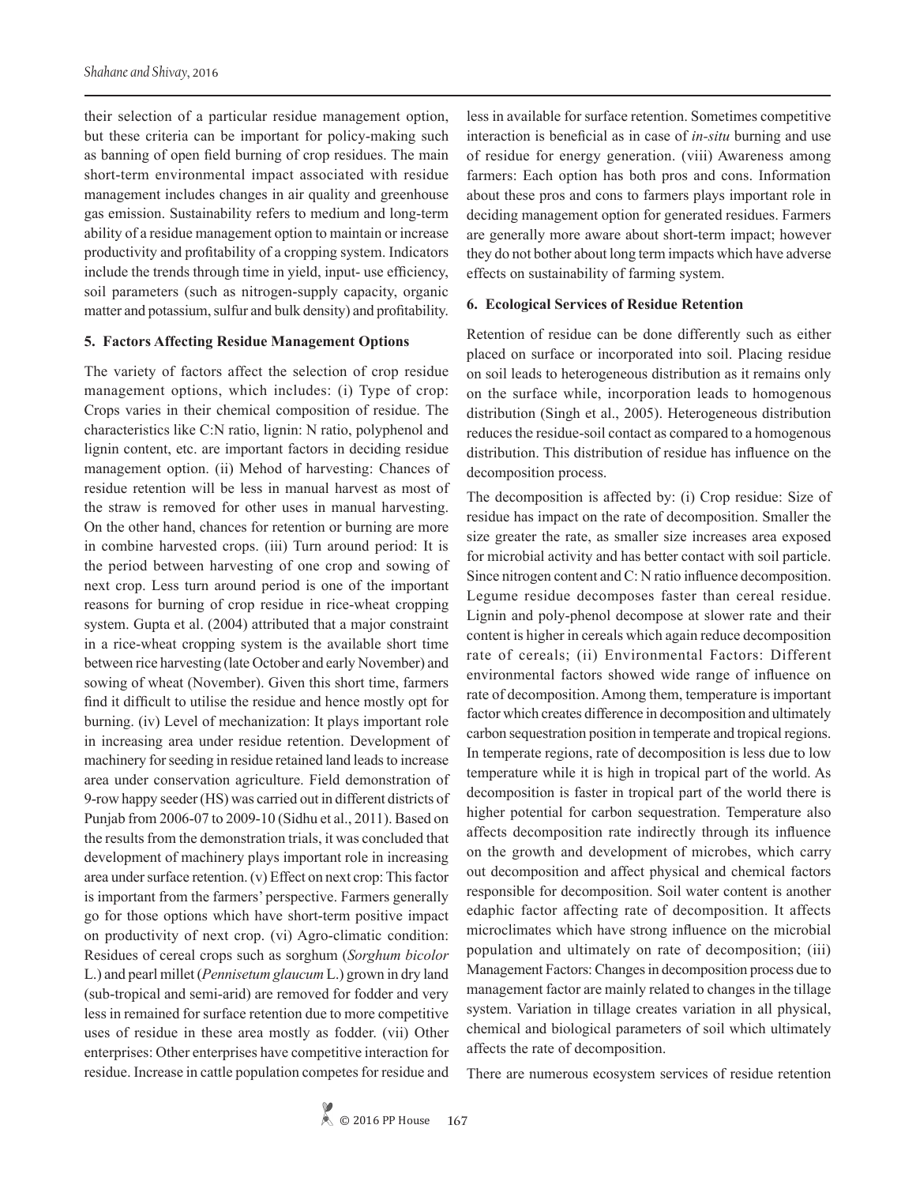their selection of a particular residue management option, but these criteria can be important for policy-making such as banning of open field burning of crop residues. The main short-term environmental impact associated with residue management includes changes in air quality and greenhouse gas emission. Sustainability refers to medium and long-term ability of a residue management option to maintain or increase productivity and profitability of a cropping system. Indicators include the trends through time in yield, input- use efficiency, soil parameters (such as nitrogen-supply capacity, organic matter and potassium, sulfur and bulk density) and profitability.

### 5. Factors Affecting Residue Management Options

The variety of factors affect the selection of crop residue management options, which includes: (i) Type of crop: Crops varies in their chemical composition of residue. The characteristics like C:N ratio, lignin: N ratio, polyphenol and lignin content, etc. are important factors in deciding residue management option. (ii) Mehod of harvesting: Chances of residue retention will be less in manual harvest as most of the straw is removed for other uses in manual harvesting. On the other hand, chances for retention or burning are more in combine harvested crops. (iii) Turn around period: It is the period between harvesting of one crop and sowing of next crop. Less turn around period is one of the important reasons for burning of crop residue in rice-wheat cropping system. Gupta et al. (2004) attributed that a major constraint in a rice-wheat cropping system is the available short time between rice harvesting (late October and early November) and sowing of wheat (November). Given this short time, farmers find it difficult to utilise the residue and hence mostly opt for burning. (iv) Level of mechanization: It plays important role in increasing area under residue retention. Development of machinery for seeding in residue retained land leads to increase area under conservation agriculture. Field demonstration of 9-row happy seeder (HS) was carried out in different districts of Punjab from 2006-07 to 2009-10 (Sidhu et al., 2011). Based on the results from the demonstration trials, it was concluded that development of machinery plays important role in increasing area under surface retention. (v) Effect on next crop: This factor is important from the farmers' perspective. Farmers generally go for those options which have short-term positive impact on productivity of next crop. (vi) Agro-climatic condition: Residues of cereal crops such as sorghum (*Sorghum bicolor* L.) and pearl millet (*Pennisetum glaucum* L.) grown in dry land (sub-tropical and semi-arid) are removed for fodder and very less in remained for surface retention due to more competitive uses of residue in these area mostly as fodder. (vii) Other enterprises: Other enterprises have competitive interaction for residue. Increase in cattle population competes for residue and less in available for surface retention. Sometimes competitive interaction is beneficial as in case of *in-situ* burning and use of residue for energy generation. (viii) Awareness among farmers: Each option has both pros and cons. Information about these pros and cons to farmers plays important role in deciding management option for generated residues. Farmers are generally more aware about short-term impact; however they do not bother about long term impacts which have adverse effects on sustainability of farming system.

### 6. Ecological Services of Residue Retention

Retention of residue can be done differently such as either placed on surface or incorporated into soil. Placing residue on soil leads to heterogeneous distribution as it remains only on the surface while, incorporation leads to homogenous distribution (Singh et al., 2005). Heterogeneous distribution reduces the residue-soil contact as compared to a homogenous distribution. This distribution of residue has influence on the decomposition process.

The decomposition is affected by: (i) Crop residue: Size of residue has impact on the rate of decomposition. Smaller the size greater the rate, as smaller size increases area exposed for microbial activity and has better contact with soil particle. Since nitrogen content and C: N ratio influence decomposition. Legume residue decomposes faster than cereal residue. Lignin and poly-phenol decompose at slower rate and their content is higher in cereals which again reduce decomposition rate of cereals; (ii) Environmental Factors: Different environmental factors showed wide range of influence on rate of decomposition. Among them, temperature is important factor which creates difference in decomposition and ultimately carbon sequestration position in temperate and tropical regions. In temperate regions, rate of decomposition is less due to low temperature while it is high in tropical part of the world. As decomposition is faster in tropical part of the world there is higher potential for carbon sequestration. Temperature also affects decomposition rate indirectly through its influence on the growth and development of microbes, which carry out decomposition and affect physical and chemical factors responsible for decomposition. Soil water content is another edaphic factor affecting rate of decomposition. It affects microclimates which have strong influence on the microbial population and ultimately on rate of decomposition; (iii) Management Factors: Changes in decomposition process due to management factor are mainly related to changes in the tillage system. Variation in tillage creates variation in all physical, chemical and biological parameters of soil which ultimately affects the rate of decomposition.

There are numerous ecosystem services of residue retention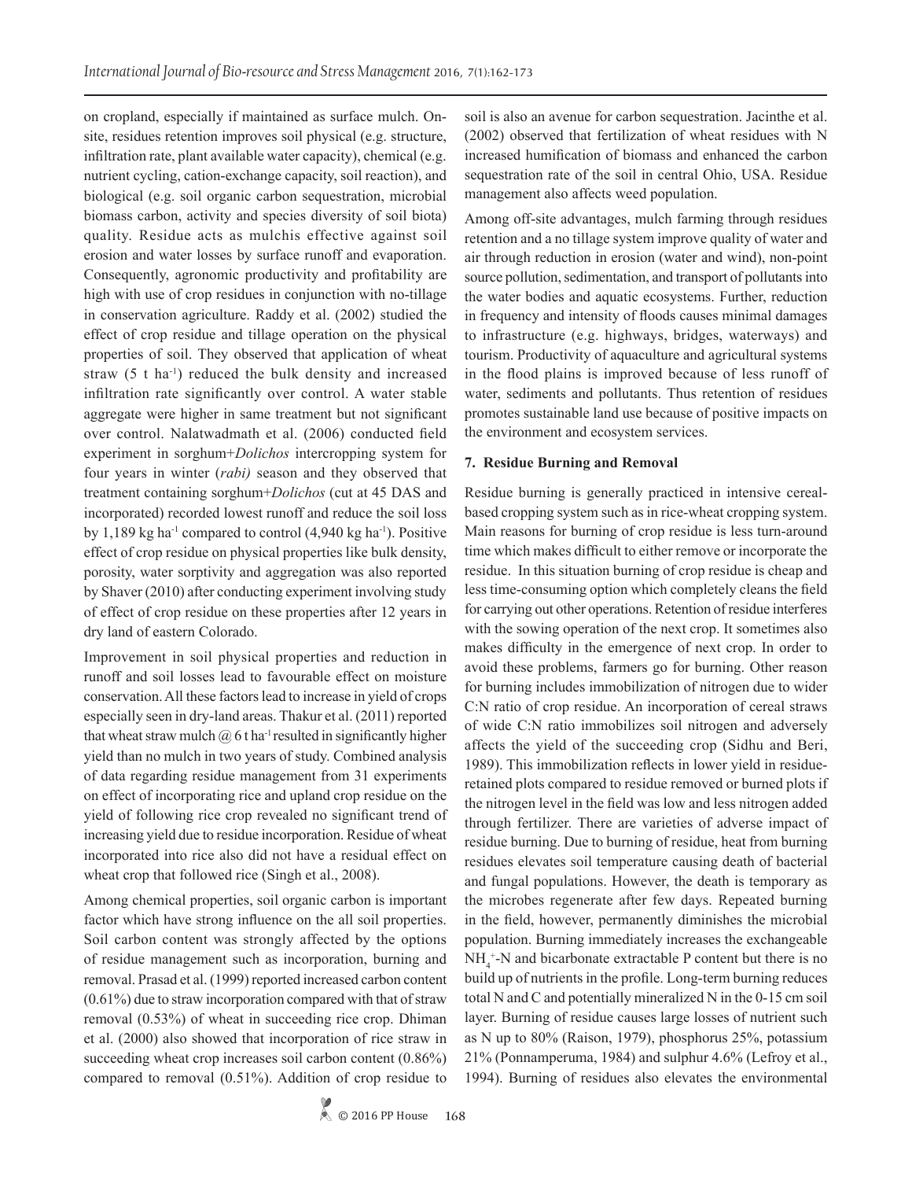on cropland, especially if maintained as surface mulch. Onsite, residues retention improves soil physical (e.g. structure, infiltration rate, plant available water capacity), chemical (e.g. nutrient cycling, cation-exchange capacity, soil reaction), and biological (e.g. soil organic carbon sequestration, microbial biomass carbon, activity and species diversity of soil biota) quality. Residue acts as mulchis effective against soil erosion and water losses by surface runoff and evaporation. Consequently, agronomic productivity and profitability are high with use of crop residues in conjunction with no-tillage in conservation agriculture. Raddy et al. (2002) studied the effect of crop residue and tillage operation on the physical properties of soil. They observed that application of wheat straw (5 t ha$^{-1}$) reduced the bulk density and increased infiltration rate significantly over control. A water stable aggregate were higher in same treatment but not significant over control. Nalatwadmath et al. (2006) conducted field experiment in sorghum+*Dolichos* intercropping system for four years in winter (*rabi)* season and they observed that treatment containing sorghum+*Dolichos* (cut at 45 DAS and incorporated) recorded lowest runoff and reduce the soil loss by 1,189 kg ha$^{-1}$ compared to control (4,940 kg ha$^{-1}$). Positive effect of crop residue on physical properties like bulk density, porosity, water sorptivity and aggregation was also reported by Shaver (2010) after conducting experiment involving study of effect of crop residue on these properties after 12 years in dry land of eastern Colorado.

Improvement in soil physical properties and reduction in runoff and soil losses lead to favourable effect on moisture conservation. All these factors lead to increase in yield of crops especially seen in dry-land areas. Thakur et al. (2011) reported that wheat straw mulch @ 6 t ha$^{-1}$ resulted in significantly higher yield than no mulch in two years of study. Combined analysis of data regarding residue management from 31 experiments on effect of incorporating rice and upland crop residue on the yield of following rice crop revealed no significant trend of increasing yield due to residue incorporation. Residue of wheat incorporated into rice also did not have a residual effect on wheat crop that followed rice (Singh et al., 2008).

Among chemical properties, soil organic carbon is important factor which have strong influence on the all soil properties. Soil carbon content was strongly affected by the options of residue management such as incorporation, burning and removal. Prasad et al. (1999) reported increased carbon content (0.61%) due to straw incorporation compared with that of straw removal (0.53%) of wheat in succeeding rice crop. Dhiman et al. (2000) also showed that incorporation of rice straw in succeeding wheat crop increases soil carbon content (0.86%) compared to removal (0.51%). Addition of crop residue to soil is also an avenue for carbon sequestration. Jacinthe et al. (2002) observed that fertilization of wheat residues with N increased humification of biomass and enhanced the carbon sequestration rate of the soil in central Ohio, USA. Residue management also affects weed population.

Among off-site advantages, mulch farming through residues retention and a no tillage system improve quality of water and air through reduction in erosion (water and wind), non-point source pollution, sedimentation, and transport of pollutants into the water bodies and aquatic ecosystems. Further, reduction in frequency and intensity of floods causes minimal damages to infrastructure (e.g. highways, bridges, waterways) and tourism. Productivity of aquaculture and agricultural systems in the flood plains is improved because of less runoff of water, sediments and pollutants. Thus retention of residues promotes sustainable land use because of positive impacts on the environment and ecosystem services.

## 7. Residue Burning and Removal

Residue burning is generally practiced in intensive cereal-based cropping system such as in rice-wheat cropping system. Main reasons for burning of crop residue is less turn-around time which makes difficult to either remove or incorporate the residue. In this situation burning of crop residue is cheap and less time-consuming option which completely cleans the field for carrying out other operations. Retention of residue interferes with the sowing operation of the next crop. It sometimes also makes difficulty in the emergence of next crop. In order to avoid these problems, farmers go for burning. Other reason for burning includes immobilization of nitrogen due to wider C:N ratio of crop residue. An incorporation of cereal straws of wide C:N ratio immobilizes soil nitrogen and adversely affects the yield of the succeeding crop (Sidhu and Beri, 1989). This immobilization reflects in lower yield in residue-retained plots compared to residue removed or burned plots if the nitrogen level in the field was low and less nitrogen added through fertilizer. There are varieties of adverse impact of residue burning. Due to burning of residue, heat from burning residues elevates soil temperature causing death of bacterial and fungal populations. However, the death is temporary as the microbes regenerate after few days. Repeated burning in the field, however, permanently diminishes the microbial population. Burning immediately increases the exchangeable $NH_4^+$-N and bicarbonate extractable P content but there is no build up of nutrients in the profile. Long-term burning reduces total N and C and potentially mineralized N in the 0-15 cm soil layer. Burning of residue causes large losses of nutrient such as N up to 80% (Raison, 1979), phosphorus 25%, potassium 21% (Ponnamperuma, 1984) and sulphur 4.6% (Lefroy et al., 1994). Burning of residues also elevates the environmental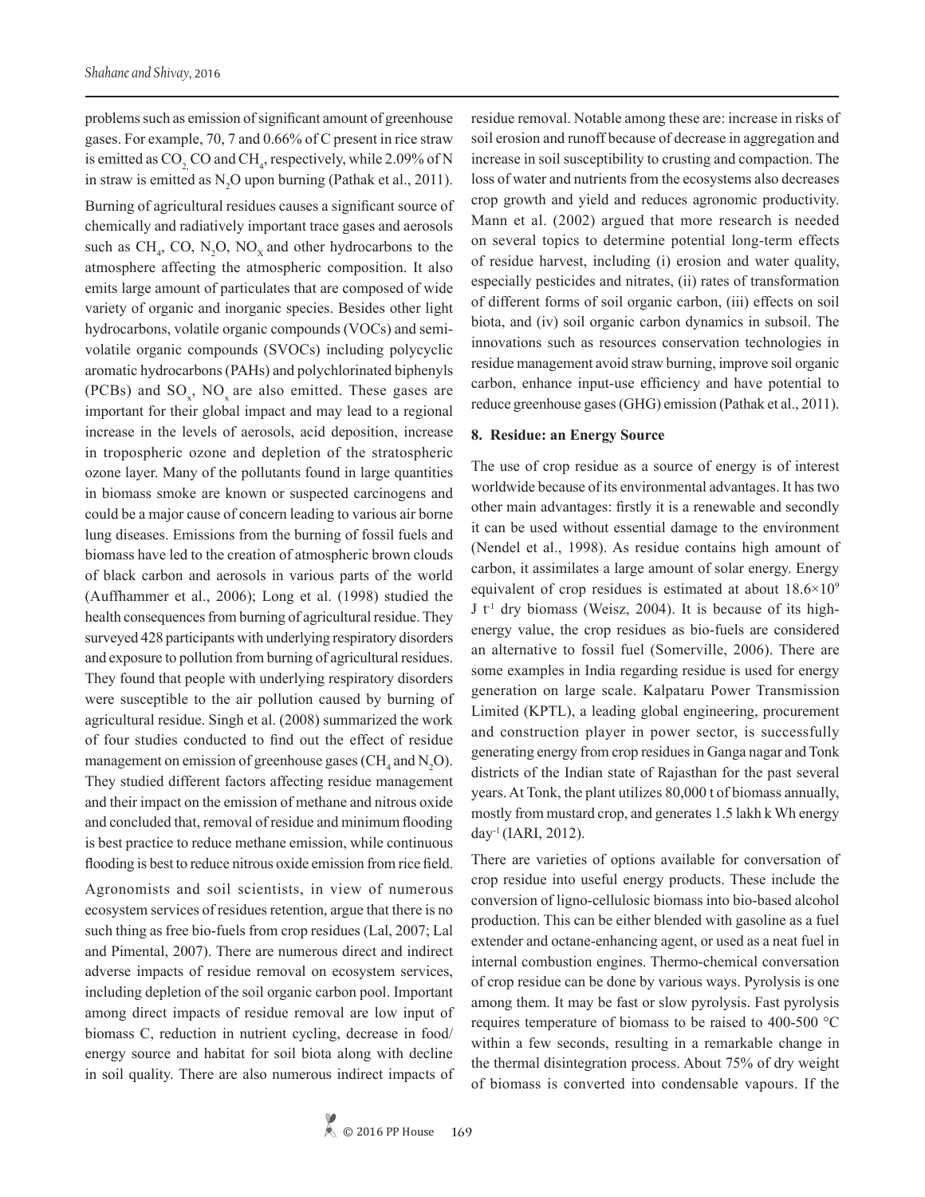problems such as emission of significant amount of greenhouse gases. For example, 70, 7 and 0.66% of C present in rice straw is emitted as $CO_2$, CO and $CH_4$, respectively, while 2.09% of N in straw is emitted as $N_2O$ upon burning (Pathak et al., 2011).

Burning of agricultural residues causes a significant source of chemically and radiatively important trace gases and aerosols such as $CH_4$, CO, $N_2O$, $NO_X$ and other hydrocarbons to the atmosphere affecting the atmospheric composition. It also emits large amount of particulates that are composed of wide variety of organic and inorganic species. Besides other light hydrocarbons, volatile organic compounds (VOCs) and semi-volatile organic compounds (SVOCs) including polycyclic aromatic hydrocarbons (PAHs) and polychlorinated biphenyls (PCBs) and $SO_x$, $NO_x$ are also emitted. These gases are important for their global impact and may lead to a regional increase in the levels of aerosols, acid deposition, increase in tropospheric ozone and depletion of the stratospheric ozone layer. Many of the pollutants found in large quantities in biomass smoke are known or suspected carcinogens and could be a major cause of concern leading to various air borne lung diseases. Emissions from the burning of fossil fuels and biomass have led to the creation of atmospheric brown clouds of black carbon and aerosols in various parts of the world (Auffhammer et al., 2006); Long et al. (1998) studied the health consequences from burning of agricultural residue. They surveyed 428 participants with underlying respiratory disorders and exposure to pollution from burning of agricultural residues. They found that people with underlying respiratory disorders were susceptible to the air pollution caused by burning of agricultural residue. Singh et al. (2008) summarized the work of four studies conducted to find out the effect of residue management on emission of greenhouse gases ($CH_4$ and $N_2O$). They studied different factors affecting residue management and their impact on the emission of methane and nitrous oxide and concluded that, removal of residue and minimum flooding is best practice to reduce methane emission, while continuous flooding is best to reduce nitrous oxide emission from rice field.

Agronomists and soil scientists, in view of numerous ecosystem services of residues retention, argue that there is no such thing as free bio-fuels from crop residues (Lal, 2007; Lal and Pimental, 2007). There are numerous direct and indirect adverse impacts of residue removal on ecosystem services, including depletion of the soil organic carbon pool. Important among direct impacts of residue removal are low input of biomass C, reduction in nutrient cycling, decrease in food/energy source and habitat for soil biota along with decline in soil quality. There are also numerous indirect impacts of residue removal. Notable among these are: increase in risks of soil erosion and runoff because of decrease in aggregation and increase in soil susceptibility to crusting and compaction. The loss of water and nutrients from the ecosystems also decreases crop growth and yield and reduces agronomic productivity. Mann et al. (2002) argued that more research is needed on several topics to determine potential long-term effects of residue harvest, including (i) erosion and water quality, especially pesticides and nitrates, (ii) rates of transformation of different forms of soil organic carbon, (iii) effects on soil biota, and (iv) soil organic carbon dynamics in subsoil. The innovations such as resources conservation technologies in residue management avoid straw burning, improve soil organic carbon, enhance input-use efficiency and have potential to reduce greenhouse gases (GHG) emission (Pathak et al., 2011).

## 8. Residue: an Energy Source

The use of crop residue as a source of energy is of interest worldwide because of its environmental advantages. It has two other main advantages: firstly it is a renewable and secondly it can be used without essential damage to the environment (Nendel et al., 1998). As residue contains high amount of carbon, it assimilates a large amount of solar energy. Energy equivalent of crop residues is estimated at about $18.6\times10^9$ J $t^{-1}$ dry biomass (Weisz, 2004). It is because of its high-energy value, the crop residues as bio-fuels are considered an alternative to fossil fuel (Somerville, 2006). There are some examples in India regarding residue is used for energy generation on large scale. Kalpataru Power Transmission Limited (KPTL), a leading global engineering, procurement and construction player in power sector, is successfully generating energy from crop residues in Ganga nagar and Tonk districts of the Indian state of Rajasthan for the past several years. At Tonk, the plant utilizes 80,000 t of biomass annually, mostly from mustard crop, and generates 1.5 lakh k Wh energy $day^{-1}$ (IARI, 2012).

There are varieties of options available for conversation of crop residue into useful energy products. These include the conversion of ligno-cellulosic biomass into bio-based alcohol production. This can be either blended with gasoline as a fuel extender and octane-enhancing agent, or used as a neat fuel in internal combustion engines. Thermo-chemical conversation of crop residue can be done by various ways. Pyrolysis is one among them. It may be fast or slow pyrolysis. Fast pyrolysis requires temperature of biomass to be raised to 400-500 °C within a few seconds, resulting in a remarkable change in the thermal disintegration process. About 75% of dry weight of biomass is converted into condensable vapours. If the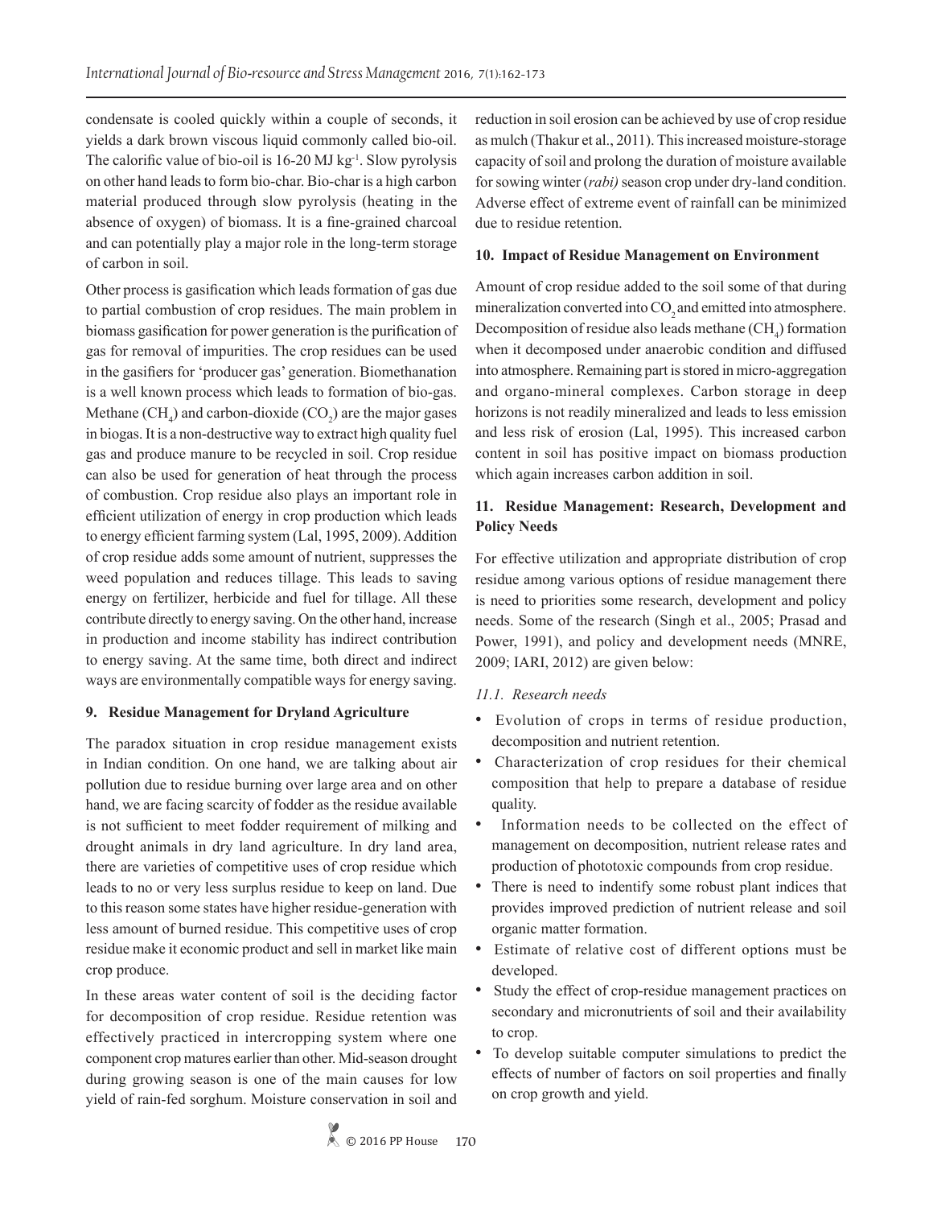condensate is cooled quickly within a couple of seconds, it yields a dark brown viscous liquid commonly called bio-oil. The calorific value of bio-oil is 16-20 MJ kg$^{-1}$. Slow pyrolysis on other hand leads to form bio-char. Bio-char is a high carbon material produced through slow pyrolysis (heating in the absence of oxygen) of biomass. It is a fine-grained charcoal and can potentially play a major role in the long-term storage of carbon in soil.

Other process is gasification which leads formation of gas due to partial combustion of crop residues. The main problem in biomass gasification for power generation is the purification of gas for removal of impurities. The crop residues can be used in the gasifiers for 'producer gas' generation. Biomethanation is a well known process which leads to formation of bio-gas. Methane ($CH_4$) and carbon-dioxide ($CO_2$) are the major gases in biogas. It is a non-destructive way to extract high quality fuel gas and produce manure to be recycled in soil. Crop residue can also be used for generation of heat through the process of combustion. Crop residue also plays an important role in efficient utilization of energy in crop production which leads to energy efficient farming system (Lal, 1995, 2009). Addition of crop residue adds some amount of nutrient, suppresses the weed population and reduces tillage. This leads to saving energy on fertilizer, herbicide and fuel for tillage. All these contribute directly to energy saving. On the other hand, increase in production and income stability has indirect contribution to energy saving. At the same time, both direct and indirect ways are environmentally compatible ways for energy saving.

## 9. Residue Management for Dryland Agriculture

The paradox situation in crop residue management exists in Indian condition. On one hand, we are talking about air pollution due to residue burning over large area and on other hand, we are facing scarcity of fodder as the residue available is not sufficient to meet fodder requirement of milking and drought animals in dry land agriculture. In dry land area, there are varieties of competitive uses of crop residue which leads to no or very less surplus residue to keep on land. Due to this reason some states have higher residue-generation with less amount of burned residue. This competitive uses of crop residue make it economic product and sell in market like main crop produce.

In these areas water content of soil is the deciding factor for decomposition of crop residue. Residue retention was effectively practiced in intercropping system where one component crop matures earlier than other. Mid-season drought during growing season is one of the main causes for low yield of rain-fed sorghum. Moisture conservation in soil and reduction in soil erosion can be achieved by use of crop residue as mulch (Thakur et al., 2011). This increased moisture-storage capacity of soil and prolong the duration of moisture available for sowing winter (*rabi)* season crop under dry-land condition. Adverse effect of extreme event of rainfall can be minimized due to residue retention.

## 10. Impact of Residue Management on Environment

Amount of crop residue added to the soil some of that during mineralization converted into $CO_2$ and emitted into atmosphere. Decomposition of residue also leads methane ($CH_4$) formation when it decomposed under anaerobic condition and diffused into atmosphere. Remaining part is stored in micro-aggregation and organo-mineral complexes. Carbon storage in deep horizons is not readily mineralized and leads to less emission and less risk of erosion (Lal, 1995). This increased carbon content in soil has positive impact on biomass production which again increases carbon addition in soil.

## 11. Residue Management: Research, Development and Policy Needs

For effective utilization and appropriate distribution of crop residue among various options of residue management there is need to priorities some research, development and policy needs. Some of the research (Singh et al., 2005; Prasad and Power, 1991), and policy and development needs (MNRE, 2009; IARI, 2012) are given below:

### *11.1. Research needs*

- Evolution of crops in terms of residue production, decomposition and nutrient retention.
- Characterization of crop residues for their chemical composition that help to prepare a database of residue quality.
- Information needs to be collected on the effect of management on decomposition, nutrient release rates and production of phototoxic compounds from crop residue.
- There is need to indentify some robust plant indices that provides improved prediction of nutrient release and soil organic matter formation.
- Estimate of relative cost of different options must be developed.
- Study the effect of crop-residue management practices on secondary and micronutrients of soil and their availability to crop.
- To develop suitable computer simulations to predict the effects of number of factors on soil properties and finally on crop growth and yield.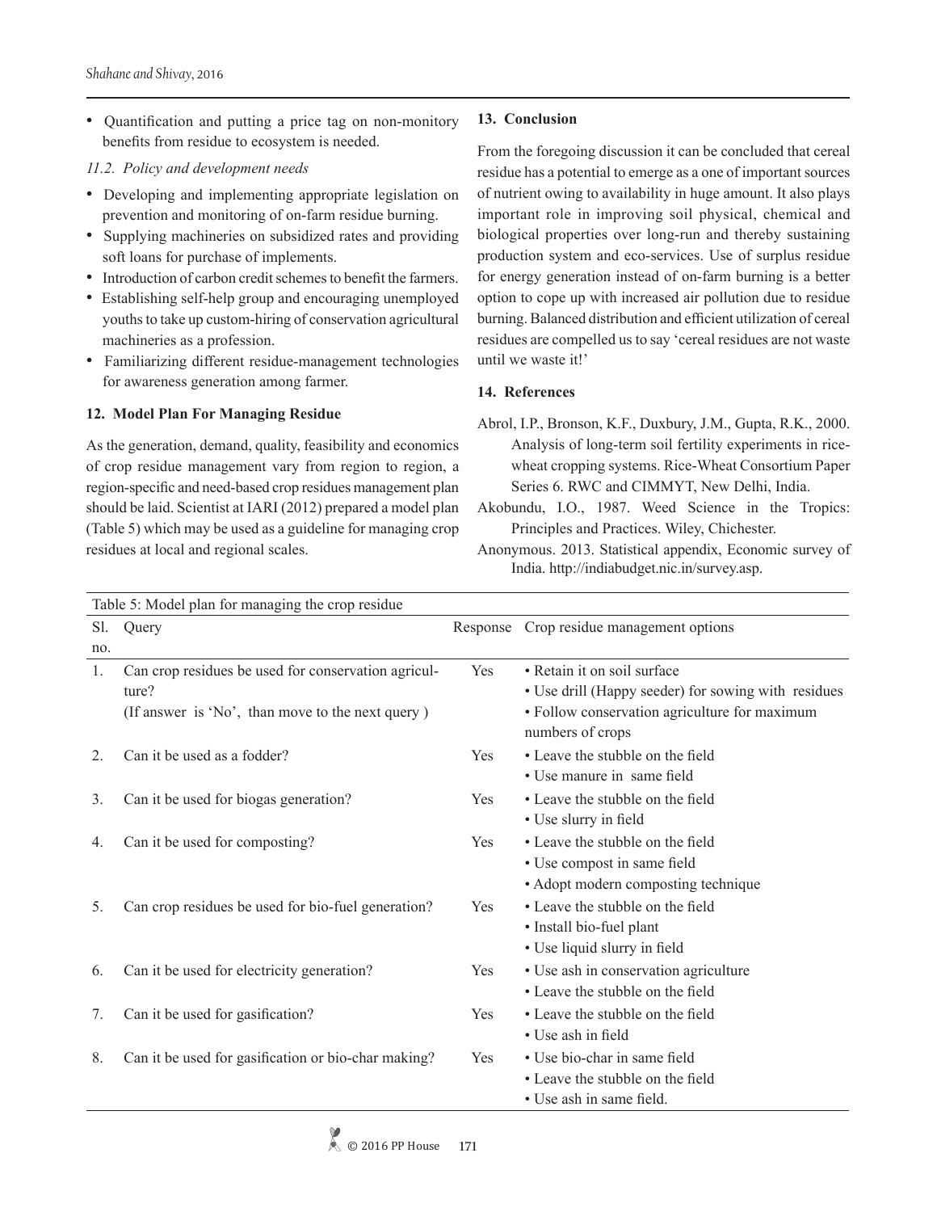- Quantification and putting a price tag on non-monitory benefits from residue to ecosystem is needed.

*11.2. Policy and development needs*

- Developing and implementing appropriate legislation on prevention and monitoring of on-farm residue burning.
- Supplying machineries on subsidized rates and providing soft loans for purchase of implements.
- Introduction of carbon credit schemes to benefit the farmers.
- Establishing self-help group and encouraging unemployed youths to take up custom-hiring of conservation agricultural machineries as a profession.
- Familiarizing different residue-management technologies for awareness generation among farmer.

## 12. Model Plan For Managing Residue

As the generation, demand, quality, feasibility and economics of crop residue management vary from region to region, a region-specific and need-based crop residues management plan should be laid. Scientist at IARI (2012) prepared a model plan (Table 5) which may be used as a guideline for managing crop residues at local and regional scales.

## 13. Conclusion

From the foregoing discussion it can be concluded that cereal residue has a potential to emerge as a one of important sources of nutrient owing to availability in huge amount. It also plays important role in improving soil physical, chemical and biological properties over long-run and thereby sustaining production system and eco-services. Use of surplus residue for energy generation instead of on-farm burning is a better option to cope up with increased air pollution due to residue burning. Balanced distribution and efficient utilization of cereal residues are compelled us to say 'cereal residues are not waste until we waste it!'

## 14. References

Abrol, I.P., Bronson, K.F., Duxbury, J.M., Gupta, R.K., 2000. Analysis of long-term soil fertility experiments in rice-wheat cropping systems. Rice-Wheat Consortium Paper Series 6. RWC and CIMMYT, New Delhi, India.

Akobundu, I.O., 1987. Weed Science in the Tropics: Principles and Practices. Wiley, Chichester.

Anonymous. 2013. Statistical appendix, Economic survey of India. http://indiabudget.nic.in/survey.asp.

Table 5: Model plan for managing the crop residue

| Sl. no. | Query | Response | Crop residue management options |
|---|---|---|---|
| 1. | Can crop residues be used for conservation agriculture? (If answer is 'No', than move to the next query ) | Yes | • Retain it on soil surface<br>• Use drill (Happy seeder) for sowing with residues<br>• Follow conservation agriculture for maximum numbers of crops |
| 2. | Can it be used as a fodder? | Yes | • Leave the stubble on the field<br>• Use manure in same field |
| 3. | Can it be used for biogas generation? | Yes | • Leave the stubble on the field<br>• Use slurry in field |
| 4. | Can it be used for composting? | Yes | • Leave the stubble on the field<br>• Use compost in same field<br>• Adopt modern composting technique |
| 5. | Can crop residues be used for bio-fuel generation? | Yes | • Leave the stubble on the field<br>• Install bio-fuel plant<br>• Use liquid slurry in field |
| 6. | Can it be used for electricity generation? | Yes | • Use ash in conservation agriculture<br>• Leave the stubble on the field |
| 7. | Can it be used for gasification? | Yes | • Leave the stubble on the field<br>• Use ash in field |
| 8. | Can it be used for gasification or bio-char making? | Yes | • Use bio-char in same field<br>• Leave the stubble on the field<br>• Use ash in same field. |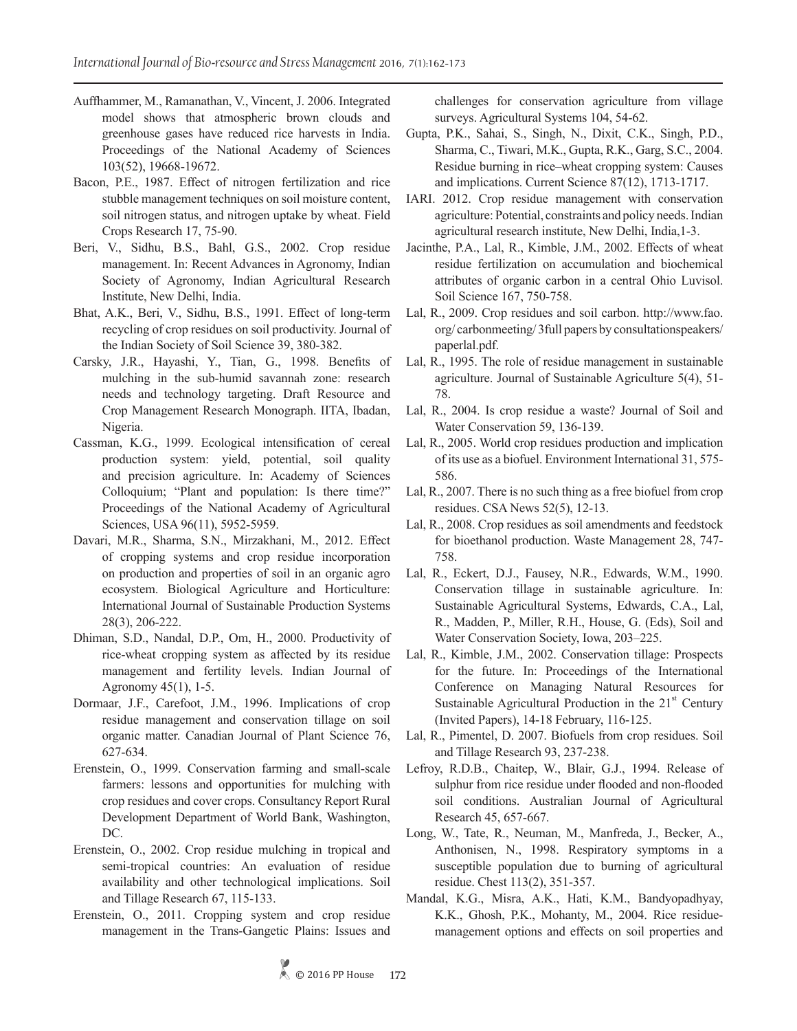Auffhammer, M., Ramanathan, V., Vincent, J. 2006. Integrated model shows that atmospheric brown clouds and greenhouse gases have reduced rice harvests in India. Proceedings of the National Academy of Sciences 103(52), 19668-19672.

Bacon, P.E., 1987. Effect of nitrogen fertilization and rice stubble management techniques on soil moisture content, soil nitrogen status, and nitrogen uptake by wheat. Field Crops Research 17, 75-90.

Beri, V., Sidhu, B.S., Bahl, G.S., 2002. Crop residue management. In: Recent Advances in Agronomy, Indian Society of Agronomy, Indian Agricultural Research Institute, New Delhi, India.

Bhat, A.K., Beri, V., Sidhu, B.S., 1991. Effect of long-term recycling of crop residues on soil productivity. Journal of the Indian Society of Soil Science 39, 380-382.

Carsky, J.R., Hayashi, Y., Tian, G., 1998. Benefits of mulching in the sub-humid savannah zone: research needs and technology targeting. Draft Resource and Crop Management Research Monograph. IITA, Ibadan, Nigeria.

Cassman, K.G., 1999. Ecological intensification of cereal production system: yield, potential, soil quality and precision agriculture. In: Academy of Sciences Colloquium; "Plant and population: Is there time?" Proceedings of the National Academy of Agricultural Sciences, USA 96(11), 5952-5959.

Davari, M.R., Sharma, S.N., Mirzakhani, M., 2012. Effect of cropping systems and crop residue incorporation on production and properties of soil in an organic agro ecosystem. Biological Agriculture and Horticulture: International Journal of Sustainable Production Systems 28(3), 206-222.

Dhiman, S.D., Nandal, D.P., Om, H., 2000. Productivity of rice-wheat cropping system as affected by its residue management and fertility levels. Indian Journal of Agronomy 45(1), 1-5.

Dormaar, J.F., Carefoot, J.M., 1996. Implications of crop residue management and conservation tillage on soil organic matter. Canadian Journal of Plant Science 76, 627-634.

Erenstein, O., 1999. Conservation farming and small-scale farmers: lessons and opportunities for mulching with crop residues and cover crops. Consultancy Report Rural Development Department of World Bank, Washington, DC.

Erenstein, O., 2002. Crop residue mulching in tropical and semi-tropical countries: An evaluation of residue availability and other technological implications. Soil and Tillage Research 67, 115-133.

Erenstein, O., 2011. Cropping system and crop residue management in the Trans-Gangetic Plains: Issues and challenges for conservation agriculture from village surveys. Agricultural Systems 104, 54-62.

Gupta, P.K., Sahai, S., Singh, N., Dixit, C.K., Singh, P.D., Sharma, C., Tiwari, M.K., Gupta, R.K., Garg, S.C., 2004. Residue burning in rice–wheat cropping system: Causes and implications. Current Science 87(12), 1713-1717.

IARI. 2012. Crop residue management with conservation agriculture: Potential, constraints and policy needs. Indian agricultural research institute, New Delhi, India,1-3.

Jacinthe, P.A., Lal, R., Kimble, J.M., 2002. Effects of wheat residue fertilization on accumulation and biochemical attributes of organic carbon in a central Ohio Luvisol. Soil Science 167, 750-758.

Lal, R., 2009. Crop residues and soil carbon. http://www.fao.org/ carbonmeeting/ 3full papers by consultationspeakers/ paperlal.pdf.

Lal, R., 1995. The role of residue management in sustainable agriculture. Journal of Sustainable Agriculture 5(4), 51-78.

Lal, R., 2004. Is crop residue a waste? Journal of Soil and Water Conservation 59, 136-139.

Lal, R., 2005. World crop residues production and implication of its use as a biofuel. Environment International 31, 575-586.

Lal, R., 2007. There is no such thing as a free biofuel from crop residues. CSA News 52(5), 12-13.

Lal, R., 2008. Crop residues as soil amendments and feedstock for bioethanol production. Waste Management 28, 747-758.

Lal, R., Eckert, D.J., Fausey, N.R., Edwards, W.M., 1990. Conservation tillage in sustainable agriculture. In: Sustainable Agricultural Systems, Edwards, C.A., Lal, R., Madden, P., Miller, R.H., House, G. (Eds), Soil and Water Conservation Society, Iowa, 203–225.

Lal, R., Kimble, J.M., 2002. Conservation tillage: Prospects for the future. In: Proceedings of the International Conference on Managing Natural Resources for Sustainable Agricultural Production in the 21st Century (Invited Papers), 14-18 February, 116-125.

Lal, R., Pimentel, D. 2007. Biofuels from crop residues. Soil and Tillage Research 93, 237-238.

Lefroy, R.D.B., Chaitep, W., Blair, G.J., 1994. Release of sulphur from rice residue under flooded and non-flooded soil conditions. Australian Journal of Agricultural Research 45, 657-667.

Long, W., Tate, R., Neuman, M., Manfreda, J., Becker, A., Anthonisen, N., 1998. Respiratory symptoms in a susceptible population due to burning of agricultural residue. Chest 113(2), 351-357.

Mandal, K.G., Misra, A.K., Hati, K.M., Bandyopadhyay, K.K., Ghosh, P.K., Mohanty, M., 2004. Rice residue-management options and effects on soil properties and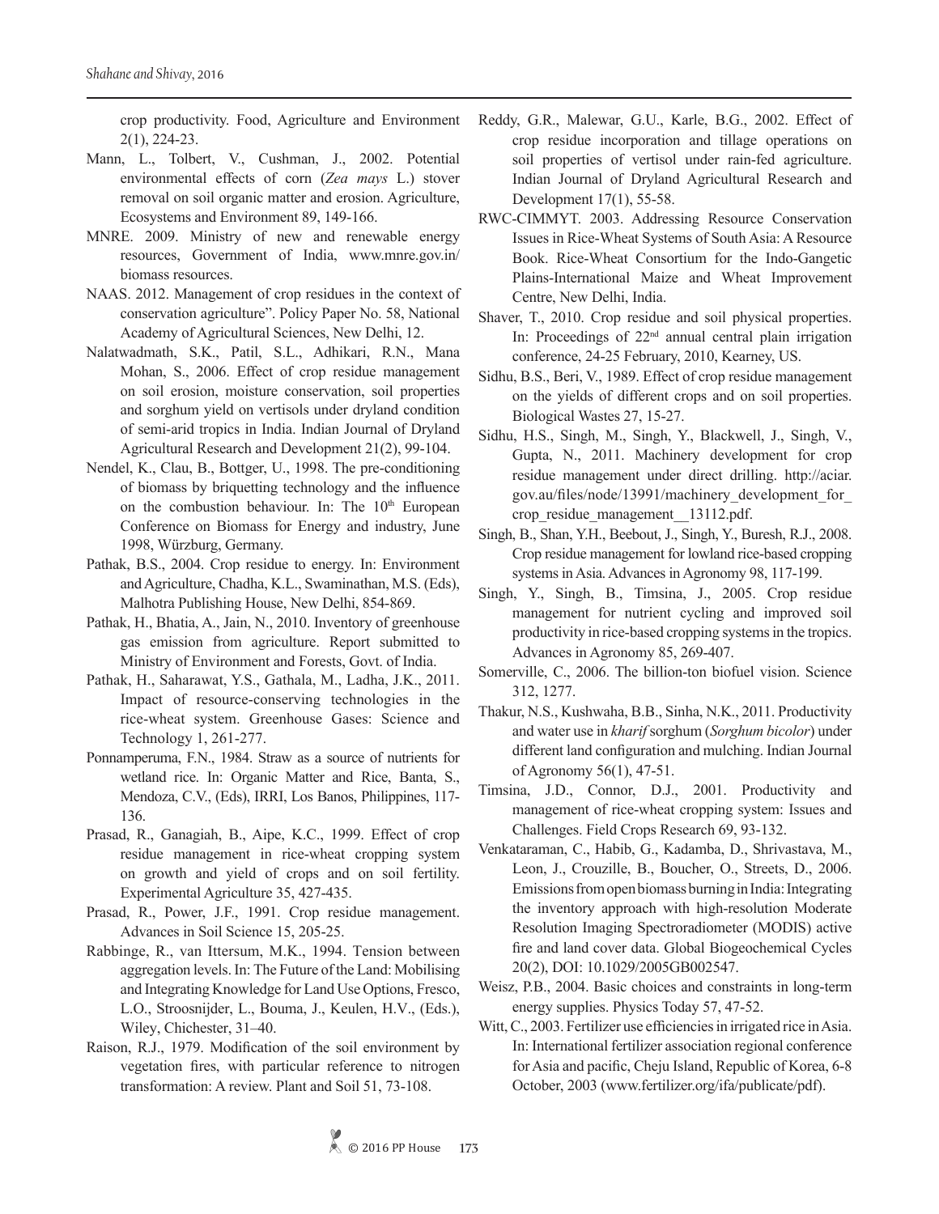crop productivity. Food, Agriculture and Environment 2(1), 224-23.

Mann, L., Tolbert, V., Cushman, J., 2002. Potential environmental effects of corn (*Zea mays* L.) stover removal on soil organic matter and erosion. Agriculture, Ecosystems and Environment 89, 149-166.

MNRE. 2009. Ministry of new and renewable energy resources, Government of India, www.mnre.gov.in/biomass resources.

NAAS. 2012. Management of crop residues in the context of conservation agriculture". Policy Paper No. 58, National Academy of Agricultural Sciences, New Delhi, 12.

Nalatwadmath, S.K., Patil, S.L., Adhikari, R.N., Mana Mohan, S., 2006. Effect of crop residue management on soil erosion, moisture conservation, soil properties and sorghum yield on vertisols under dryland condition of semi-arid tropics in India. Indian Journal of Dryland Agricultural Research and Development 21(2), 99-104.

Nendel, K., Clau, B., Bottger, U., 1998. The pre-conditioning of biomass by briquetting technology and the influence on the combustion behaviour. In: The 10th European Conference on Biomass for Energy and industry, June 1998, Würzburg, Germany.

Pathak, B.S., 2004. Crop residue to energy. In: Environment and Agriculture, Chadha, K.L., Swaminathan, M.S. (Eds), Malhotra Publishing House, New Delhi, 854-869.

Pathak, H., Bhatia, A., Jain, N., 2010. Inventory of greenhouse gas emission from agriculture. Report submitted to Ministry of Environment and Forests, Govt. of India.

Pathak, H., Saharawat, Y.S., Gathala, M., Ladha, J.K., 2011. Impact of resource-conserving technologies in the rice-wheat system. Greenhouse Gases: Science and Technology 1, 261-277.

Ponnamperuma, F.N., 1984. Straw as a source of nutrients for wetland rice. In: Organic Matter and Rice, Banta, S., Mendoza, C.V., (Eds), IRRI, Los Banos, Philippines, 117-136.

Prasad, R., Ganagiah, B., Aipe, K.C., 1999. Effect of crop residue management in rice-wheat cropping system on growth and yield of crops and on soil fertility. Experimental Agriculture 35, 427-435.

Prasad, R., Power, J.F., 1991. Crop residue management. Advances in Soil Science 15, 205-25.

Rabbinge, R., van Ittersum, M.K., 1994. Tension between aggregation levels. In: The Future of the Land: Mobilising and Integrating Knowledge for Land Use Options, Fresco, L.O., Stroosnijder, L., Bouma, J., Keulen, H.V., (Eds.), Wiley, Chichester, 31–40.

Raison, R.J., 1979. Modification of the soil environment by vegetation fires, with particular reference to nitrogen transformation: A review. Plant and Soil 51, 73-108.

Reddy, G.R., Malewar, G.U., Karle, B.G., 2002. Effect of crop residue incorporation and tillage operations on soil properties of vertisol under rain-fed agriculture. Indian Journal of Dryland Agricultural Research and Development 17(1), 55-58.

RWC-CIMMYT. 2003. Addressing Resource Conservation Issues in Rice-Wheat Systems of South Asia: A Resource Book. Rice-Wheat Consortium for the Indo-Gangetic Plains-International Maize and Wheat Improvement Centre, New Delhi, India.

Shaver, T., 2010. Crop residue and soil physical properties. In: Proceedings of 22nd annual central plain irrigation conference, 24-25 February, 2010, Kearney, US.

Sidhu, B.S., Beri, V., 1989. Effect of crop residue management on the yields of different crops and on soil properties. Biological Wastes 27, 15-27.

Sidhu, H.S., Singh, M., Singh, Y., Blackwell, J., Singh, V., Gupta, N., 2011. Machinery development for crop residue management under direct drilling. http://aciar.gov.au/files/node/13991/machinery_development_for_crop_residue_management__13112.pdf.

Singh, B., Shan, Y.H., Beebout, J., Singh, Y., Buresh, R.J., 2008. Crop residue management for lowland rice-based cropping systems in Asia. Advances in Agronomy 98, 117-199.

Singh, Y., Singh, B., Timsina, J., 2005. Crop residue management for nutrient cycling and improved soil productivity in rice-based cropping systems in the tropics. Advances in Agronomy 85, 269-407.

Somerville, C., 2006. The billion-ton biofuel vision. Science 312, 1277.

Thakur, N.S., Kushwaha, B.B., Sinha, N.K., 2011. Productivity and water use in *kharif* sorghum (*Sorghum bicolor*) under different land configuration and mulching. Indian Journal of Agronomy 56(1), 47-51.

Timsina, J.D., Connor, D.J., 2001. Productivity and management of rice-wheat cropping system: Issues and Challenges. Field Crops Research 69, 93-132.

Venkataraman, C., Habib, G., Kadamba, D., Shrivastava, M., Leon, J., Crouzille, B., Boucher, O., Streets, D., 2006. Emissions from open biomass burning in India: Integrating the inventory approach with high-resolution Moderate Resolution Imaging Spectroradiometer (MODIS) active fire and land cover data. Global Biogeochemical Cycles 20(2), DOI: 10.1029/2005GB002547.

Weisz, P.B., 2004. Basic choices and constraints in long-term energy supplies. Physics Today 57, 47-52.

Witt, C., 2003. Fertilizer use efficiencies in irrigated rice in Asia. In: International fertilizer association regional conference for Asia and pacific, Cheju Island, Republic of Korea, 6-8 October, 2003 (www.fertilizer.org/ifa/publicate/pdf).